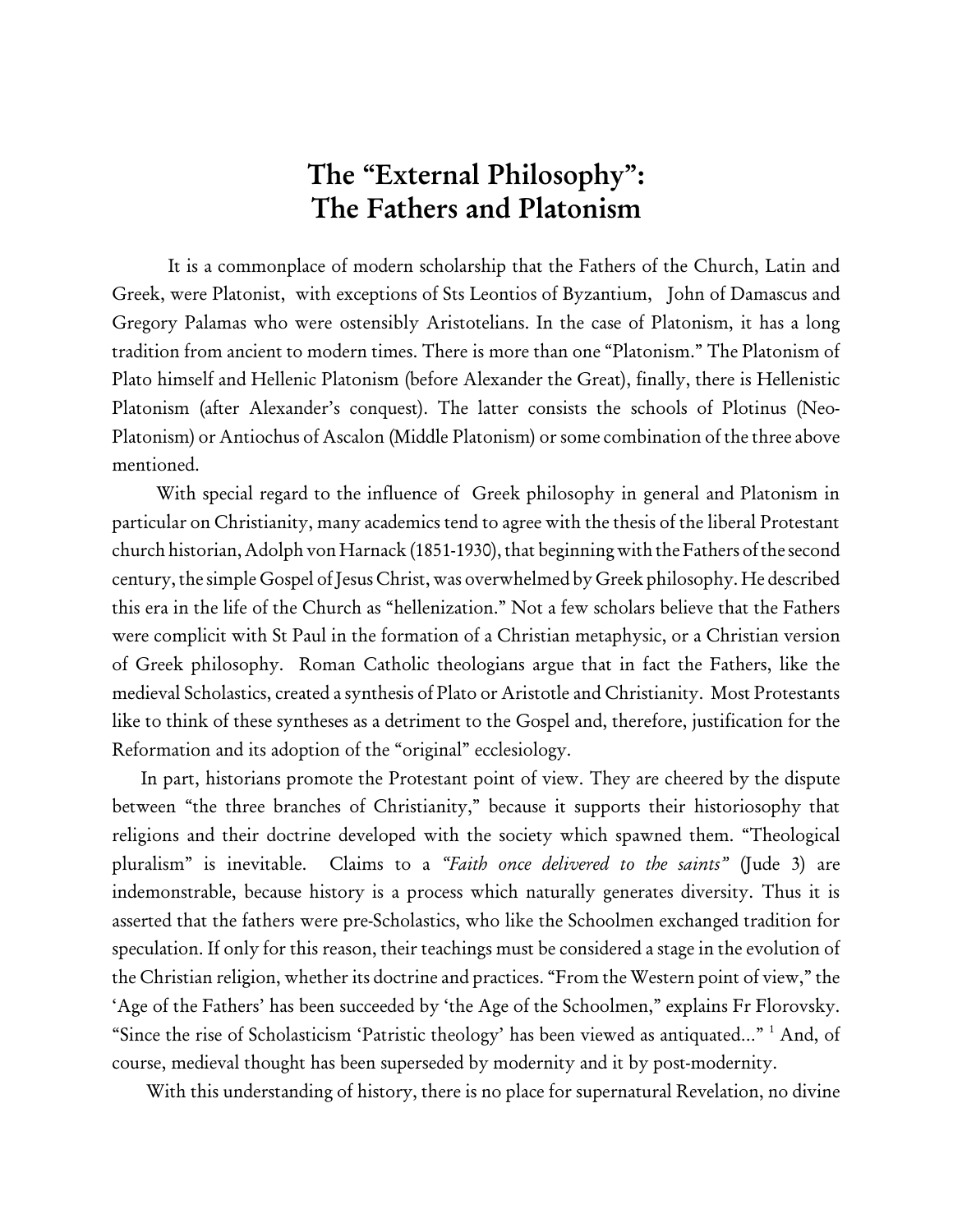# The "External Philosophy": The Fathers and Platonism

It is a commonplace of modern scholarship that the Fathers of the Church, Latin and Greek, were Platonist, with exceptions of Sts Leontios of Byzantium, John of Damascus and Gregory Palamas who were ostensibly Aristotelians. In the case of Platonism, it has a long tradition from ancient to modern times. There is more than one "Platonism." The Platonism of Plato himself and Hellenic Platonism (before Alexander the Great), finally, there is Hellenistic Platonism (after Alexander's conquest). The latter consists the schools of Plotinus (Neo-Platonism) or Antiochus of Ascalon (Middle Platonism) or some combination of the three above mentioned.

With special regard to the influence of Greek philosophy in general and Platonism in particular on Christianity, many academics tend to agree with the thesis of the liberal Protestant church historian, Adolph von Harnack (1851-1930), that beginning with the Fathers of the second century, the simple Gospel of Jesus Christ, was overwhelmed by Greek philosophy. He described this era in the life of the Church as "hellenization." Not a few scholars believe that the Fathers were complicit with St Paul in the formation of a Christian metaphysic, or a Christian version of Greek philosophy. Roman Catholic theologians argue that in fact the Fathers, like the medieval Scholastics, created a synthesis of Plato or Aristotle and Christianity. Most Protestants like to think of these syntheses as a detriment to the Gospel and, therefore, justification for the Reformation and its adoption of the "original" ecclesiology.

In part, historians promote the Protestant point of view. They are cheered by the dispute between "the three branches of Christianity," because it supports their historiosophy that religions and their doctrine developed with the society which spawned them. "Theological pluralism" is inevitable. Claims to a *"Faith once delivered to the saints"* (Jude 3) are indemonstrable, because history is a process which naturally generates diversity. Thus it is asserted that the fathers were pre-Scholastics, who like the Schoolmen exchanged tradition for speculation. If only for this reason, their teachings must be considered a stage in the evolution of the Christian religion, whether its doctrine and practices. "From the Western point of view," the 'Age of the Fathers' has been succeeded by 'the Age of the Schoolmen," explains Fr Florovsky. "Since the rise of Scholasticism 'Patristic theology' has been viewed as antiquated..." [1] And, of course, medieval thought has been superseded by modernity and it by post-modernity.

With this understanding of history, there is no place for supernatural Revelation, no divine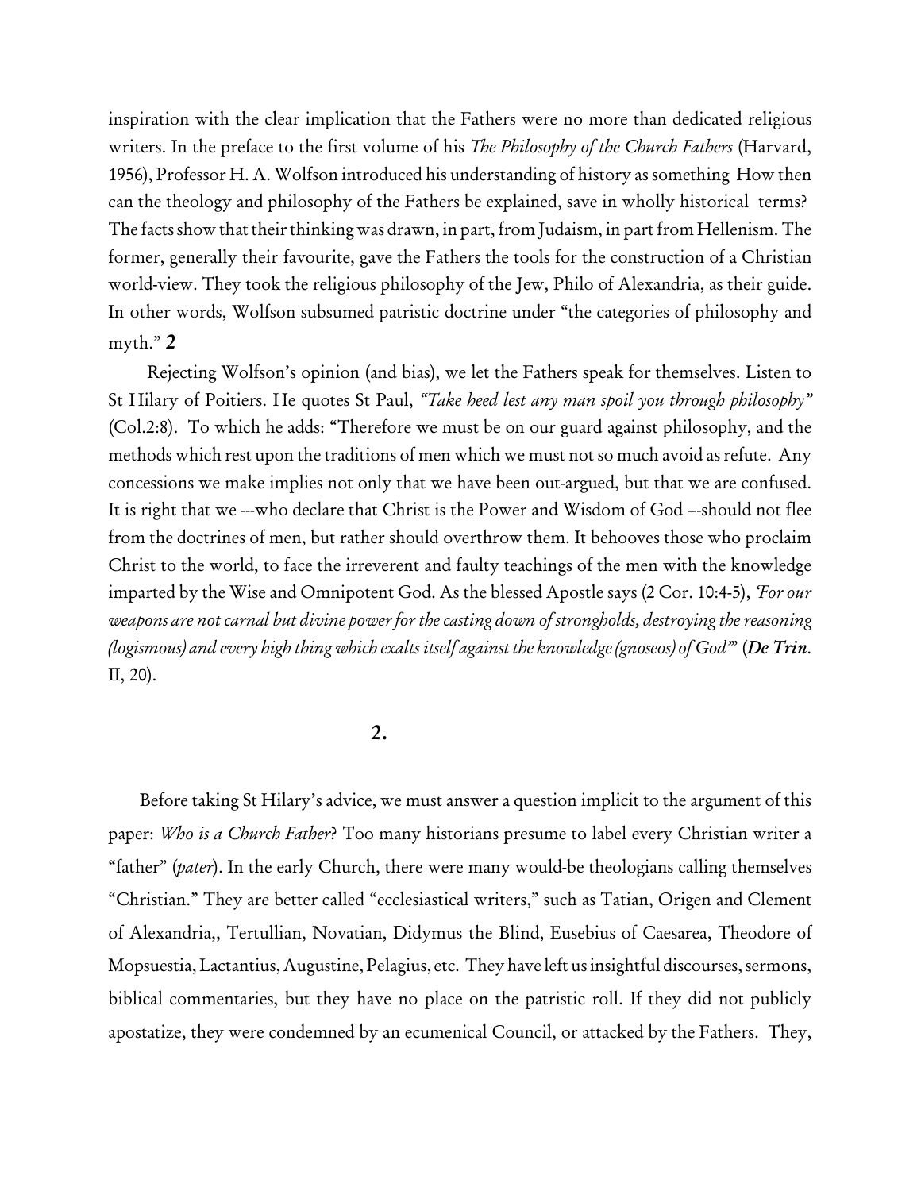inspiration with the clear implication that the Fathers were no more than dedicated religious writers. In the preface to the first volume of his *The Philosophy of the Church Fathers* (Harvard, 1956), Professor H. A. Wolfson introduced his understanding of history as something How then can the theology and philosophy of the Fathers be explained, save in wholly historical terms? The facts show that their thinking was drawn, in part, from Judaism, in part from Hellenism. The former, generally their favourite, gave the Fathers the tools for the construction of a Christian world-view. They took the religious philosophy of the Jew, Philo of Alexandria, as their guide. In other words, Wolfson subsumed patristic doctrine under "the categories of philosophy and myth." ***2***

Rejecting Wolfson's opinion (and bias), we let the Fathers speak for themselves. Listen to St Hilary of Poitiers. He quotes St Paul, *"Take heed lest any man spoil you through philosophy"* (Col.2:8). To which he adds: "Therefore we must be on our guard against philosophy, and the methods which rest upon the traditions of men which we must not so much avoid as refute. Any concessions we make implies not only that we have been out-argued, but that we are confused. It is right that we ---who declare that Christ is the Power and Wisdom of God ---should not flee from the doctrines of men, but rather should overthrow them. It behooves those who proclaim Christ to the world, to face the irreverent and faulty teachings of the men with the knowledge imparted by the Wise and Omnipotent God. As the blessed Apostle says (2 Cor. 10:4-5), *'For our weapons are not carnal but divine power for the casting down of strongholds, destroying the reasoning (logismous) and every high thing which exalts itself against the knowledge (gnoseos) of God'"* (***De Trin***. II, 20).

## 2.

Before taking St Hilary's advice, we must answer a question implicit to the argument of this paper: *Who is a Church Father*? Too many historians presume to label every Christian writer a "father" (*pater*). In the early Church, there were many would-be theologians calling themselves "Christian." They are better called "ecclesiastical writers," such as Tatian, Origen and Clement of Alexandria,, Tertullian, Novatian, Didymus the Blind, Eusebius of Caesarea, Theodore of Mopsuestia, Lactantius, Augustine, Pelagius, etc. They have left us insightful discourses, sermons, biblical commentaries, but they have no place on the patristic roll. If they did not publicly apostatize, they were condemned by an ecumenical Council, or attacked by the Fathers. They,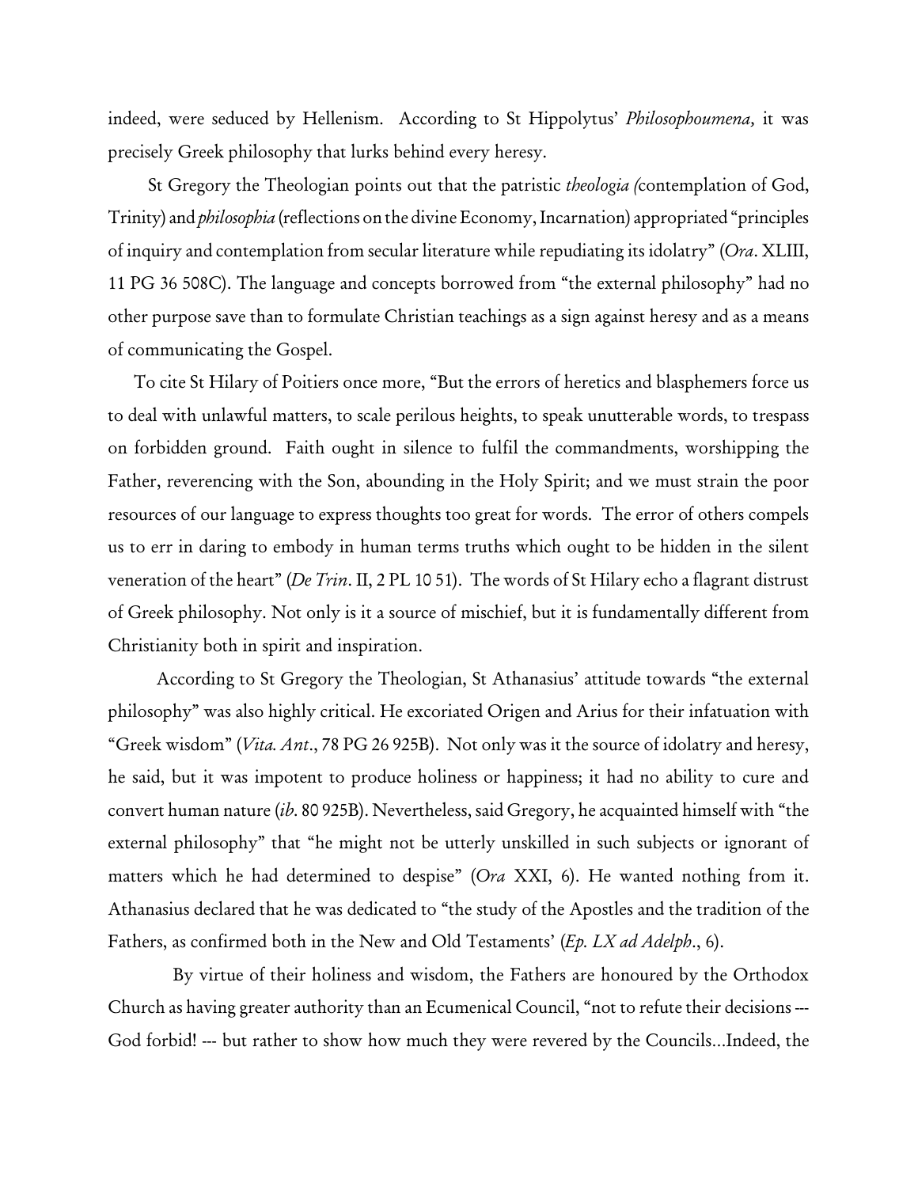indeed, were seduced by Hellenism. According to St Hippolytus' *Philosophoumena,* it was precisely Greek philosophy that lurks behind every heresy.

St Gregory the Theologian points out that the patristic *theologia (*contemplation of God, Trinity) and *philosophia* (reflections on the divine Economy, Incarnation) appropriated "principles of inquiry and contemplation from secular literature while repudiating its idolatry" (*Ora*. XLIII, 11 PG 36 508C). The language and concepts borrowed from "the external philosophy" had no other purpose save than to formulate Christian teachings as a sign against heresy and as a means of communicating the Gospel.

To cite St Hilary of Poitiers once more, "But the errors of heretics and blasphemers force us to deal with unlawful matters, to scale perilous heights, to speak unutterable words, to trespass on forbidden ground. Faith ought in silence to fulfil the commandments, worshipping the Father, reverencing with the Son, abounding in the Holy Spirit; and we must strain the poor resources of our language to express thoughts too great for words. The error of others compels us to err in daring to embody in human terms truths which ought to be hidden in the silent veneration of the heart" (*De Trin*. II, 2 PL 10 51). The words of St Hilary echo a flagrant distrust of Greek philosophy. Not only is it a source of mischief, but it is fundamentally different from Christianity both in spirit and inspiration.

According to St Gregory the Theologian, St Athanasius' attitude towards "the external philosophy" was also highly critical. He excoriated Origen and Arius for their infatuation with "Greek wisdom" (*Vita. Ant*., 78 PG 26 925B). Not only was it the source of idolatry and heresy, he said, but it was impotent to produce holiness or happiness; it had no ability to cure and convert human nature (*ib*. 80 925B). Nevertheless, said Gregory, he acquainted himself with "the external philosophy" that "he might not be utterly unskilled in such subjects or ignorant of matters which he had determined to despise" (*Ora* XXI, 6). He wanted nothing from it. Athanasius declared that he was dedicated to "the study of the Apostles and the tradition of the Fathers, as confirmed both in the New and Old Testaments' (*Ep. LX ad Adelph*., 6).

By virtue of their holiness and wisdom, the Fathers are honoured by the Orthodox Church as having greater authority than an Ecumenical Council, "not to refute their decisions --- God forbid! --- but rather to show how much they were revered by the Councils...Indeed, the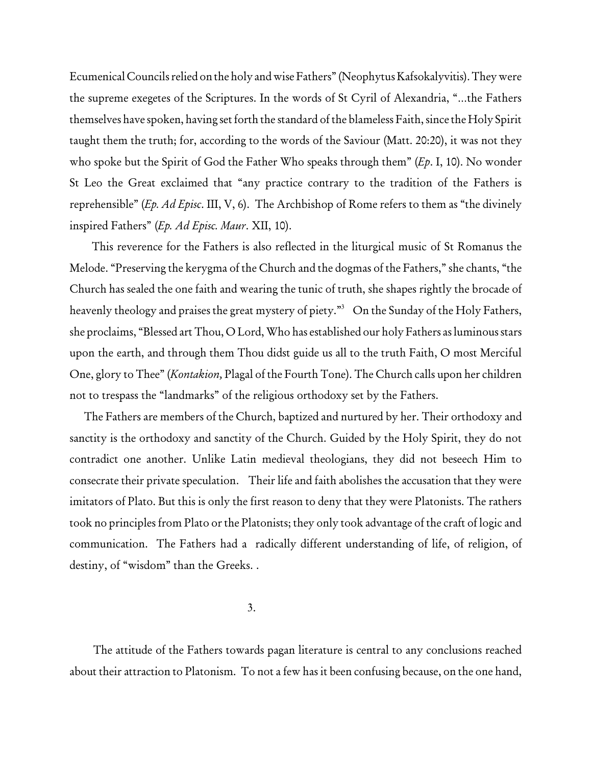Ecumenical Councils relied on the holy and wise Fathers" (Neophytus Kafsokalyvitis). They were the supreme exegetes of the Scriptures. In the words of St Cyril of Alexandria, "...the Fathers themselves have spoken, having set forth the standard of the blameless Faith, since the Holy Spirit taught them the truth; for, according to the words of the Saviour (Matt. 20:20), it was not they who spoke but the Spirit of God the Father Who speaks through them" (*Ep*. I, 10). No wonder St Leo the Great exclaimed that "any practice contrary to the tradition of the Fathers is reprehensible" (*Ep. Ad Episc*. III, V, 6). The Archbishop of Rome refers to them as "the divinely inspired Fathers" (*Ep. Ad Episc. Maur*. XII, 10).

This reverence for the Fathers is also reflected in the liturgical music of St Romanus the Melode. "Preserving the kerygma of the Church and the dogmas of the Fathers," she chants, "the Church has sealed the one faith and wearing the tunic of truth, she shapes rightly the brocade of heavenly theology and praises the great mystery of piety."[3] On the Sunday of the Holy Fathers, she proclaims, "Blessed art Thou, O Lord, Who has established our holy Fathers as luminous stars upon the earth, and through them Thou didst guide us all to the truth Faith, O most Merciful One, glory to Thee" (*Kontakion*, Plagal of the Fourth Tone). The Church calls upon her children not to trespass the "landmarks" of the religious orthodoxy set by the Fathers.

The Fathers are members of the Church, baptized and nurtured by her. Their orthodoxy and sanctity is the orthodoxy and sanctity of the Church. Guided by the Holy Spirit, they do not contradict one another. Unlike Latin medieval theologians, they did not beseech Him to consecrate their private speculation. Their life and faith abolishes the accusation that they were imitators of Plato. But this is only the first reason to deny that they were Platonists. The rathers took no principles from Plato or the Platonists; they only took advantage of the craft of logic and communication. The Fathers had a radically different understanding of life, of religion, of destiny, of "wisdom" than the Greeks. .

3.

The attitude of the Fathers towards pagan literature is central to any conclusions reached about their attraction to Platonism. To not a few has it been confusing because, on the one hand,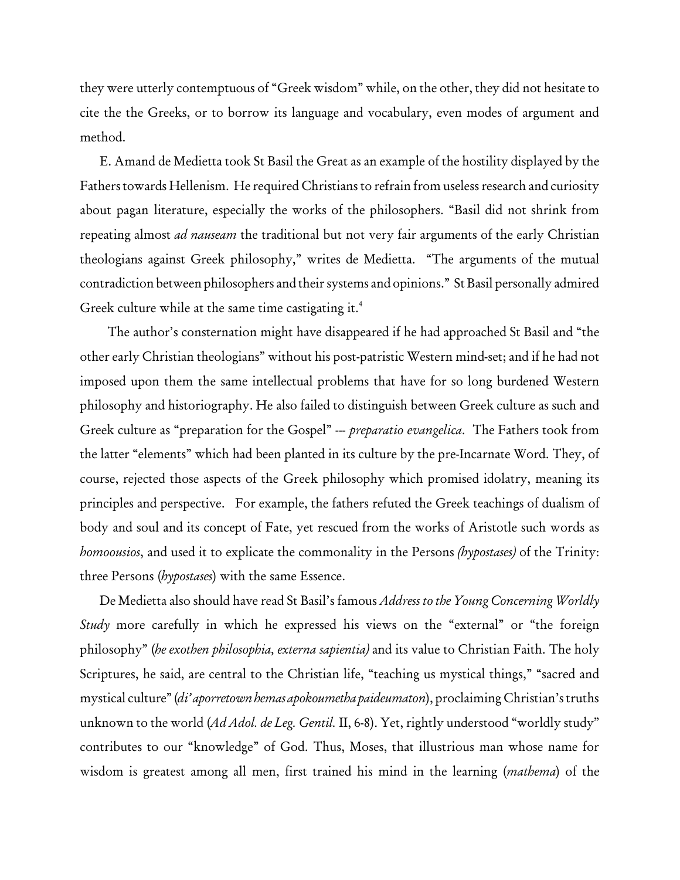they were utterly contemptuous of "Greek wisdom" while, on the other, they did not hesitate to cite the the Greeks, or to borrow its language and vocabulary, even modes of argument and method.

E. Amand de Medietta took St Basil the Great as an example of the hostility displayed by the Fathers towards Hellenism. He required Christians to refrain from useless research and curiosity about pagan literature, especially the works of the philosophers. "Basil did not shrink from repeating almost *ad nauseam* the traditional but not very fair arguments of the early Christian theologians against Greek philosophy," writes de Medietta. "The arguments of the mutual contradiction between philosophers and their systems and opinions." St Basil personally admired Greek culture while at the same time castigating it.[4]

The author's consternation might have disappeared if he had approached St Basil and "the other early Christian theologians" without his post-patristic Western mind-set; and if he had not imposed upon them the same intellectual problems that have for so long burdened Western philosophy and historiography. He also failed to distinguish between Greek culture as such and Greek culture as "preparation for the Gospel" --- *preparatio evangelica*. The Fathers took from the latter "elements" which had been planted in its culture by the pre-Incarnate Word. They, of course, rejected those aspects of the Greek philosophy which promised idolatry, meaning its principles and perspective. For example, the fathers refuted the Greek teachings of dualism of body and soul and its concept of Fate, yet rescued from the works of Aristotle such words as *homoousios*, and used it to explicate the commonality in the Persons *(hypostases)* of the Trinity: three Persons (*hypostases*) with the same Essence.

De Medietta also should have read St Basil's famous *Address to the Young Concerning Worldly Study* more carefully in which he expressed his views on the "external" or "the foreign philosophy" (*he exothen philosophia, externa sapientia)* and its value to Christian Faith. The holy Scriptures, he said, are central to the Christian life, "teaching us mystical things," "sacred and mystical culture" (*di' aporretown hemas apokoumetha paideumaton*), proclaiming Christian's truths unknown to the world (*Ad Adol. de Leg. Gentil.* II, 6-8). Yet, rightly understood "worldly study" contributes to our "knowledge" of God. Thus, Moses, that illustrious man whose name for wisdom is greatest among all men, first trained his mind in the learning (*mathema*) of the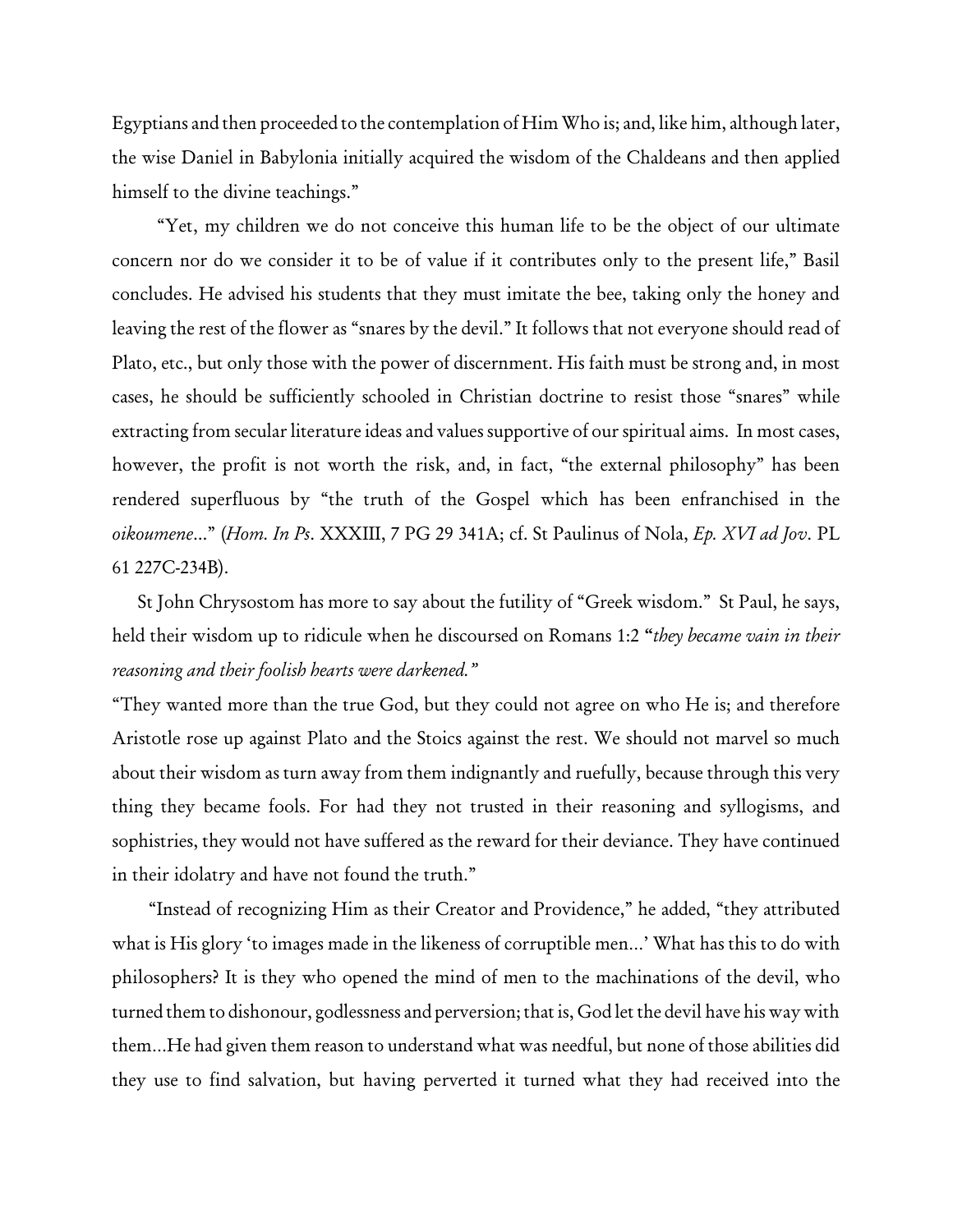Egyptians and then proceeded to the contemplation of Him Who is; and, like him, although later, the wise Daniel in Babylonia initially acquired the wisdom of the Chaldeans and then applied himself to the divine teachings."

"Yet, my children we do not conceive this human life to be the object of our ultimate concern nor do we consider it to be of value if it contributes only to the present life," Basil concludes. He advised his students that they must imitate the bee, taking only the honey and leaving the rest of the flower as "snares by the devil." It follows that not everyone should read of Plato, etc., but only those with the power of discernment. His faith must be strong and, in most cases, he should be sufficiently schooled in Christian doctrine to resist those "snares" while extracting from secular literature ideas and values supportive of our spiritual aims. In most cases, however, the profit is not worth the risk, and, in fact, "the external philosophy" has been rendered superfluous by "the truth of the Gospel which has been enfranchised in the *oikoumene*..." (*Hom. In Ps*. XXXIII, 7 PG 29 341A; cf. St Paulinus of Nola, *Ep. XVI ad Jov*. PL 61 227C-234B).

St John Chrysostom has more to say about the futility of "Greek wisdom." St Paul, he says, held their wisdom up to ridicule when he discoursed on Romans 1:2 "*they became vain in their reasoning and their foolish hearts were darkened.*"

"They wanted more than the true God, but they could not agree on who He is; and therefore Aristotle rose up against Plato and the Stoics against the rest. We should not marvel so much about their wisdom as turn away from them indignantly and ruefully, because through this very thing they became fools. For had they not trusted in their reasoning and syllogisms, and sophistries, they would not have suffered as the reward for their deviance. They have continued in their idolatry and have not found the truth."

"Instead of recognizing Him as their Creator and Providence," he added, "they attributed what is His glory 'to images made in the likeness of corruptible men...' What has this to do with philosophers? It is they who opened the mind of men to the machinations of the devil, who turned them to dishonour, godlessness and perversion; that is, God let the devil have his way with them...He had given them reason to understand what was needful, but none of those abilities did they use to find salvation, but having perverted it turned what they had received into the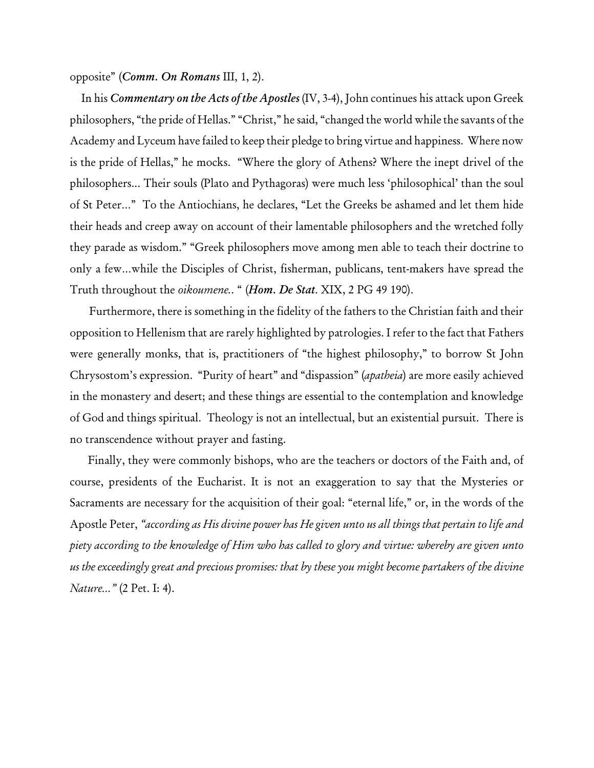opposite" (***Comm. On Romans*** III, 1, 2).

In his ***Commentary on the Acts of the Apostles*** (IV, 3-4), John continues his attack upon Greek philosophers, "the pride of Hellas." "Christ," he said, "changed the world while the savants of the Academy and Lyceum have failed to keep their pledge to bring virtue and happiness. Where now is the pride of Hellas," he mocks. "Where the glory of Athens? Where the inept drivel of the philosophers... Their souls (Plato and Pythagoras) were much less 'philosophical' than the soul of St Peter..." To the Antiochians, he declares, "Let the Greeks be ashamed and let them hide their heads and creep away on account of their lamentable philosophers and the wretched folly they parade as wisdom." "Greek philosophers move among men able to teach their doctrine to only a few...while the Disciples of Christ, fisherman, publicans, tent-makers have spread the Truth throughout the *oikoumene*.. " (***Hom. De Stat.*** XIX, 2 PG 49 190).

Furthermore, there is something in the fidelity of the fathers to the Christian faith and their opposition to Hellenism that are rarely highlighted by patrologies. I refer to the fact that Fathers were generally monks, that is, practitioners of "the highest philosophy," to borrow St John Chrysostom's expression. "Purity of heart" and "dispassion" (*apatheia*) are more easily achieved in the monastery and desert; and these things are essential to the contemplation and knowledge of God and things spiritual. Theology is not an intellectual, but an existential pursuit. There is no transcendence without prayer and fasting.

Finally, they were commonly bishops, who are the teachers or doctors of the Faith and, of course, presidents of the Eucharist. It is not an exaggeration to say that the Mysteries or Sacraments are necessary for the acquisition of their goal: "eternal life," or, in the words of the Apostle Peter, *"according as His divine power has He given unto us all things that pertain to life and piety according to the knowledge of Him who has called to glory and virtue: whereby are given unto us the exceedingly great and precious promises: that by these you might become partakers of the divine Nature..."* (2 Pet. I: 4).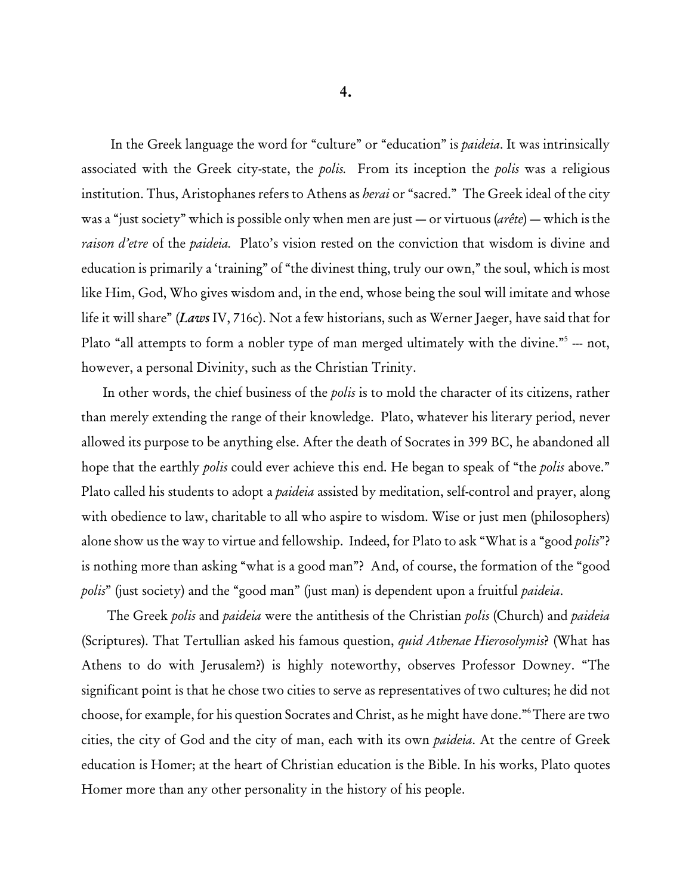**4.**

In the Greek language the word for "culture" or "education" is *paideia*. It was intrinsically associated with the Greek city-state, the *polis.* From its inception the *polis* was a religious institution. Thus, Aristophanes refers to Athens as *herai* or "sacred." The Greek ideal of the city was a "just society" which is possible only when men are just — or virtuous (*arête*) — which is the *raison d'etre* of the *paideia.* Plato's vision rested on the conviction that wisdom is divine and education is primarily a 'training" of "the divinest thing, truly our own," the soul, which is most like Him, God, Who gives wisdom and, in the end, whose being the soul will imitate and whose life it will share" (***Laws*** IV, 716c). Not a few historians, such as Werner Jaeger, have said that for Plato "all attempts to form a nobler type of man merged ultimately with the divine."[5] --- not, however, a personal Divinity, such as the Christian Trinity.

In other words, the chief business of the *polis* is to mold the character of its citizens, rather than merely extending the range of their knowledge. Plato, whatever his literary period, never allowed its purpose to be anything else. After the death of Socrates in 399 BC, he abandoned all hope that the earthly *polis* could ever achieve this end. He began to speak of "the *polis* above." Plato called his students to adopt a *paideia* assisted by meditation, self-control and prayer, along with obedience to law, charitable to all who aspire to wisdom. Wise or just men (philosophers) alone show us the way to virtue and fellowship. Indeed, for Plato to ask "What is a "good *polis*"? is nothing more than asking "what is a good man"? And, of course, the formation of the "good *polis*" (just society) and the "good man" (just man) is dependent upon a fruitful *paideia*.

The Greek *polis* and *paideia* were the antithesis of the Christian *polis* (Church) and *paideia* (Scriptures). That Tertullian asked his famous question, *quid Athenae Hierosolymis*? (What has Athens to do with Jerusalem?) is highly noteworthy, observes Professor Downey. "The significant point is that he chose two cities to serve as representatives of two cultures; he did not choose, for example, for his question Socrates and Christ, as he might have done."[6] There are two cities, the city of God and the city of man, each with its own *paideia*. At the centre of Greek education is Homer; at the heart of Christian education is the Bible. In his works, Plato quotes Homer more than any other personality in the history of his people.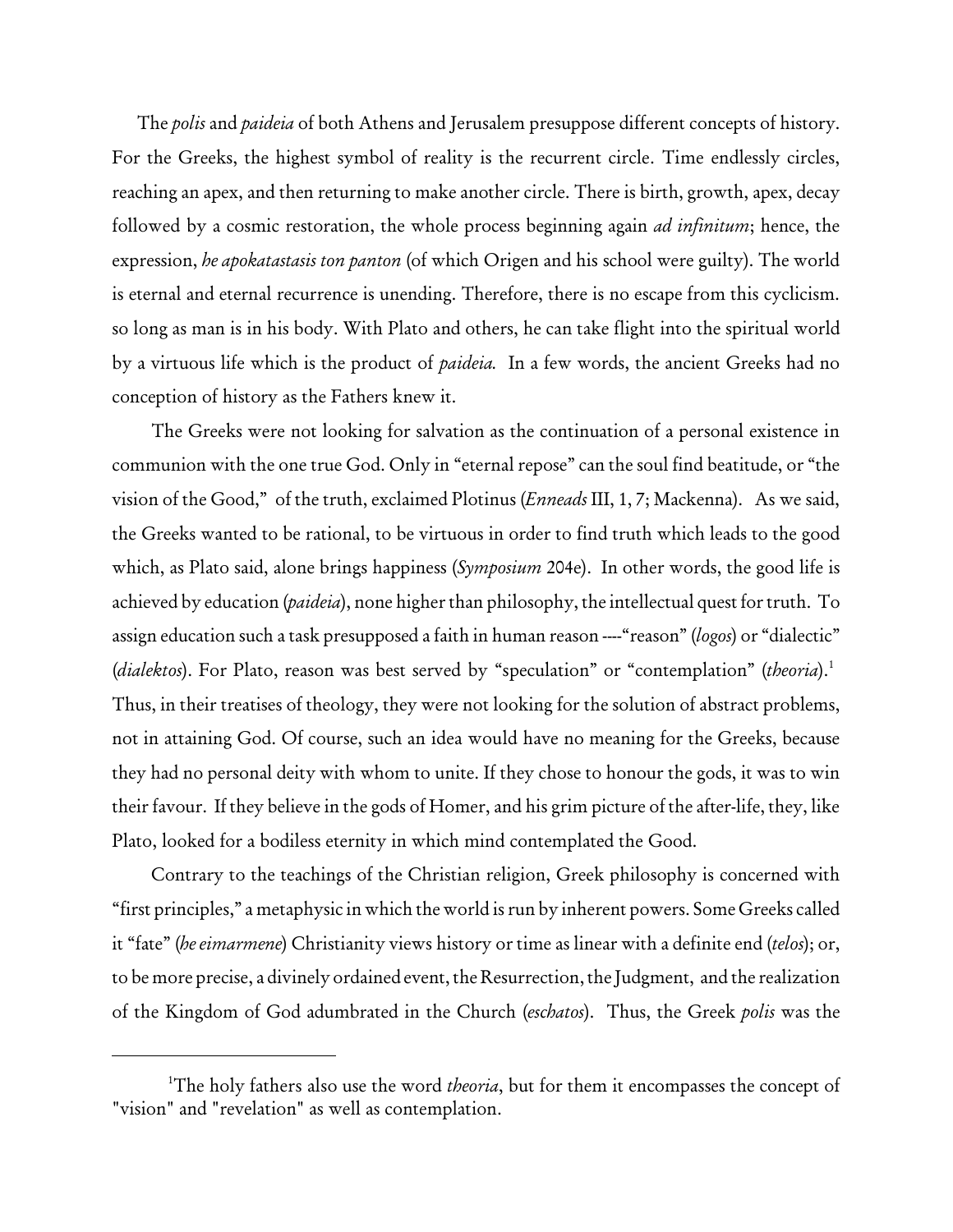The *polis* and *paideia* of both Athens and Jerusalem presuppose different concepts of history. For the Greeks, the highest symbol of reality is the recurrent circle. Time endlessly circles, reaching an apex, and then returning to make another circle. There is birth, growth, apex, decay followed by a cosmic restoration, the whole process beginning again *ad infinitum*; hence, the expression, *he apokatastasis ton panton* (of which Origen and his school were guilty). The world is eternal and eternal recurrence is unending. Therefore, there is no escape from this cyclicism. so long as man is in his body. With Plato and others, he can take flight into the spiritual world by a virtuous life which is the product of *paideia.* In a few words, the ancient Greeks had no conception of history as the Fathers knew it.

The Greeks were not looking for salvation as the continuation of a personal existence in communion with the one true God. Only in "eternal repose" can the soul find beatitude, or "the vision of the Good," of the truth, exclaimed Plotinus (*Enneads* III, 1, 7; Mackenna). As we said, the Greeks wanted to be rational, to be virtuous in order to find truth which leads to the good which, as Plato said, alone brings happiness (*Symposium* 204e). In other words, the good life is achieved by education (*paideia*), none higher than philosophy, the intellectual quest for truth. To assign education such a task presupposed a faith in human reason ----"reason" (*logos*) or "dialectic" (*dialektos*). For Plato, reason was best served by "speculation" or "contemplation" (*theoria*).[1] Thus, in their treatises of theology, they were not looking for the solution of abstract problems, not in attaining God. Of course, such an idea would have no meaning for the Greeks, because they had no personal deity with whom to unite. If they chose to honour the gods, it was to win their favour. If they believe in the gods of Homer, and his grim picture of the after-life, they, like Plato, looked for a bodiless eternity in which mind contemplated the Good.

Contrary to the teachings of the Christian religion, Greek philosophy is concerned with "first principles," a metaphysic in which the world is run by inherent powers. Some Greeks called it "fate" (*he eimarmene*) Christianity views history or time as linear with a definite end (*telos*); or, to be more precise, a divinely ordained event, the Resurrection, the Judgment, and the realization of the Kingdom of God adumbrated in the Church (*eschatos*). Thus, the Greek *polis* was the

---

[1] The holy fathers also use the word *theoria*, but for them it encompasses the concept of "vision" and "revelation" as well as contemplation.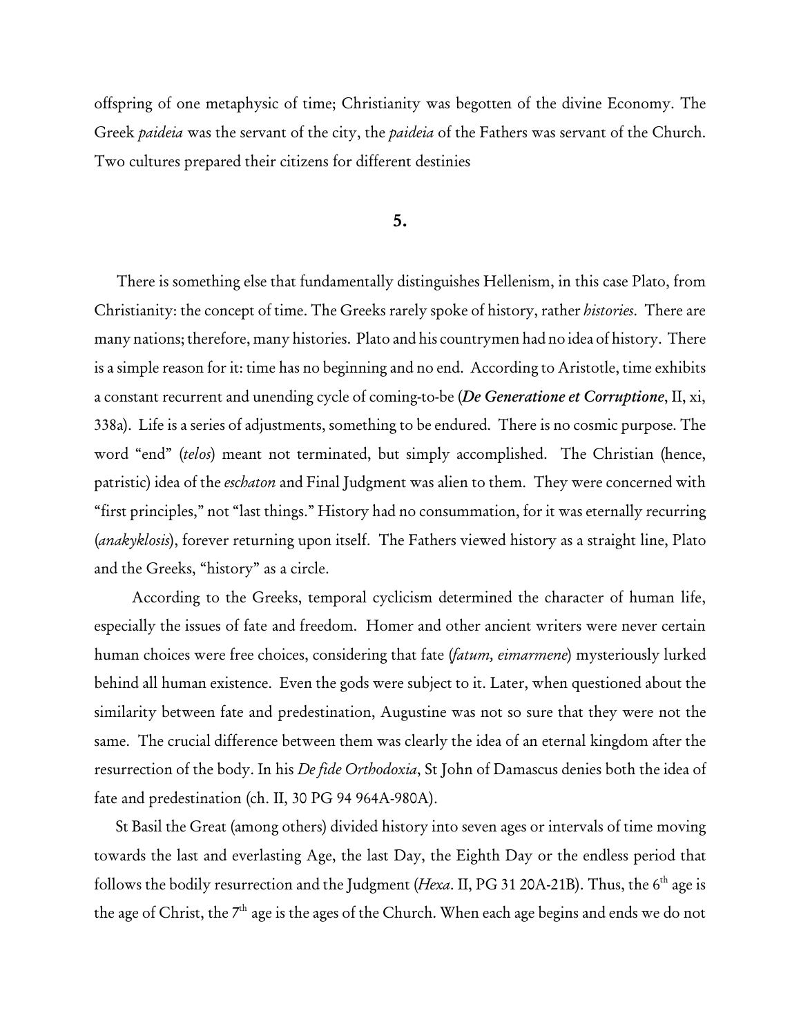offspring of one metaphysic of time; Christianity was begotten of the divine Economy. The Greek *paideia* was the servant of the city, the *paideia* of the Fathers was servant of the Church. Two cultures prepared their citizens for different destinies

## 5.

There is something else that fundamentally distinguishes Hellenism, in this case Plato, from Christianity: the concept of time. The Greeks rarely spoke of history, rather *histories*. There are many nations; therefore, many histories. Plato and his countrymen had no idea of history. There is a simple reason for it: time has no beginning and no end. According to Aristotle, time exhibits a constant recurrent and unending cycle of coming-to-be (***De Generatione et Corruptione***, II, xi, 338a). Life is a series of adjustments, something to be endured. There is no cosmic purpose. The word "end" (*telos*) meant not terminated, but simply accomplished. The Christian (hence, patristic) idea of the *eschaton* and Final Judgment was alien to them. They were concerned with "first principles," not "last things." History had no consummation, for it was eternally recurring (*anakyklosis*), forever returning upon itself. The Fathers viewed history as a straight line, Plato and the Greeks, "history" as a circle.

According to the Greeks, temporal cyclicism determined the character of human life, especially the issues of fate and freedom. Homer and other ancient writers were never certain human choices were free choices, considering that fate (*fatum, eimarmene*) mysteriously lurked behind all human existence. Even the gods were subject to it. Later, when questioned about the similarity between fate and predestination, Augustine was not so sure that they were not the same. The crucial difference between them was clearly the idea of an eternal kingdom after the resurrection of the body. In his *De fide Orthodoxia*, St John of Damascus denies both the idea of fate and predestination (ch. II, 30 PG 94 964A-980A).

St Basil the Great (among others) divided history into seven ages or intervals of time moving towards the last and everlasting Age, the last Day, the Eighth Day or the endless period that follows the bodily resurrection and the Judgment (*Hexa*. II, PG 31 20A-21B). Thus, the 6th age is the age of Christ, the 7th age is the ages of the Church. When each age begins and ends we do not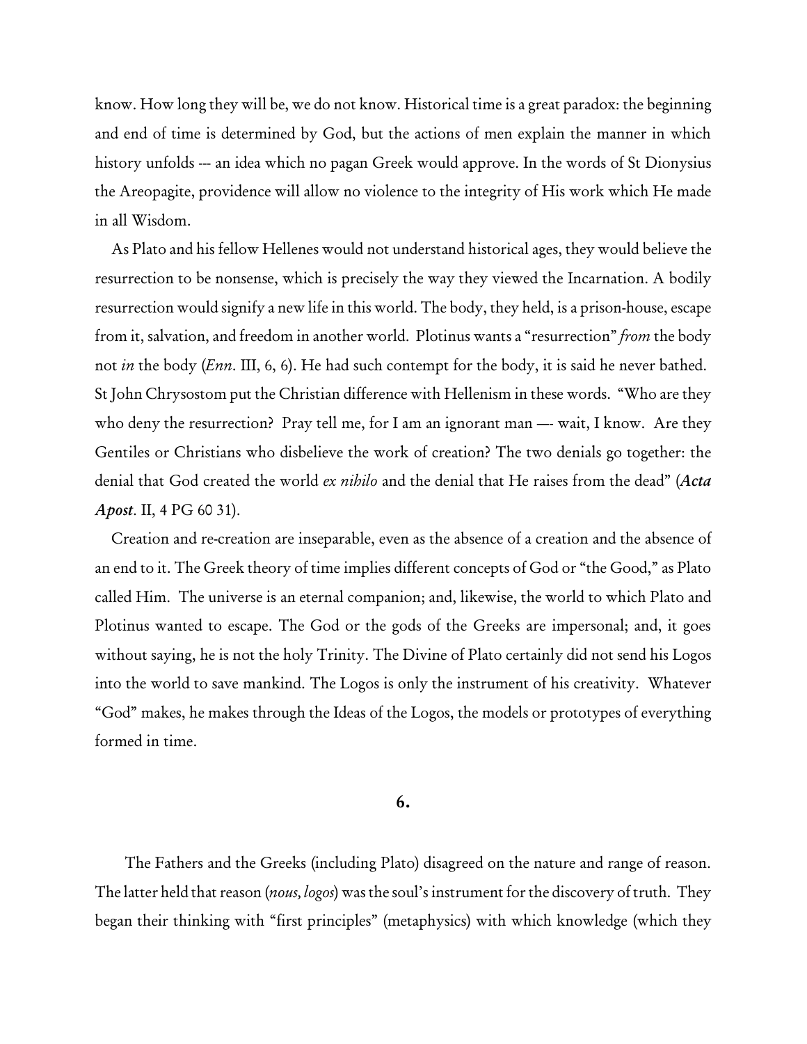know. How long they will be, we do not know. Historical time is a great paradox: the beginning and end of time is determined by God, but the actions of men explain the manner in which history unfolds --- an idea which no pagan Greek would approve. In the words of St Dionysius the Areopagite, providence will allow no violence to the integrity of His work which He made in all Wisdom.

As Plato and his fellow Hellenes would not understand historical ages, they would believe the resurrection to be nonsense, which is precisely the way they viewed the Incarnation. A bodily resurrection would signify a new life in this world. The body, they held, is a prison-house, escape from it, salvation, and freedom in another world. Plotinus wants a "resurrection" *from* the body not *in* the body (*Enn*. III, 6, 6). He had such contempt for the body, it is said he never bathed. St John Chrysostom put the Christian difference with Hellenism in these words. "Who are they who deny the resurrection? Pray tell me, for I am an ignorant man —- wait, I know. Are they Gentiles or Christians who disbelieve the work of creation? The two denials go together: the denial that God created the world *ex nihilo* and the denial that He raises from the dead" (***Acta Apost***. II, 4 PG 60 31).

Creation and re-creation are inseparable, even as the absence of a creation and the absence of an end to it. The Greek theory of time implies different concepts of God or "the Good," as Plato called Him. The universe is an eternal companion; and, likewise, the world to which Plato and Plotinus wanted to escape. The God or the gods of the Greeks are impersonal; and, it goes without saying, he is not the holy Trinity. The Divine of Plato certainly did not send his Logos into the world to save mankind. The Logos is only the instrument of his creativity. Whatever "God" makes, he makes through the Ideas of the Logos, the models or prototypes of everything formed in time.

## 6.

The Fathers and the Greeks (including Plato) disagreed on the nature and range of reason. The latter held that reason (*nous, logos*) was the soul's instrument for the discovery of truth. They began their thinking with "first principles" (metaphysics) with which knowledge (which they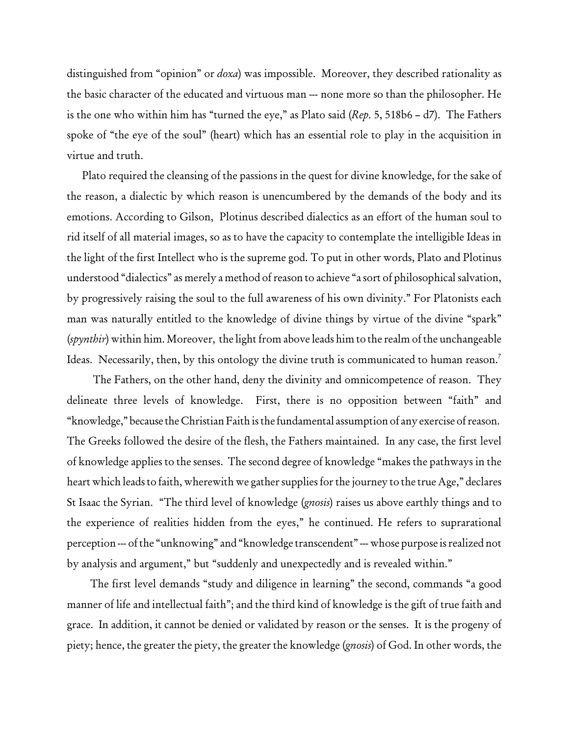distinguished from "opinion" or *doxa*) was impossible. Moreover, they described rationality as the basic character of the educated and virtuous man --- none more so than the philosopher. He is the one who within him has "turned the eye," as Plato said (*Rep*. 5, 518b6 – d7). The Fathers spoke of "the eye of the soul" (heart) which has an essential role to play in the acquisition in virtue and truth.

Plato required the cleansing of the passions in the quest for divine knowledge, for the sake of the reason, a dialectic by which reason is unencumbered by the demands of the body and its emotions. According to Gilson, Plotinus described dialectics as an effort of the human soul to rid itself of all material images, so as to have the capacity to contemplate the intelligible Ideas in the light of the first Intellect who is the supreme god. To put in other words, Plato and Plotinus understood "dialectics" as merely a method of reason to achieve "a sort of philosophical salvation, by progressively raising the soul to the full awareness of his own divinity." For Platonists each man was naturally entitled to the knowledge of divine things by virtue of the divine "spark" (*spynthir*) within him. Moreover, the light from above leads him to the realm of the unchangeable Ideas. Necessarily, then, by this ontology the divine truth is communicated to human reason.[7]

The Fathers, on the other hand, deny the divinity and omnicompetence of reason. They delineate three levels of knowledge. First, there is no opposition between "faith" and "knowledge," because the Christian Faith is the fundamental assumption of any exercise of reason. The Greeks followed the desire of the flesh, the Fathers maintained. In any case, the first level of knowledge applies to the senses. The second degree of knowledge "makes the pathways in the heart which leads to faith, wherewith we gather supplies for the journey to the true Age," declares St Isaac the Syrian. "The third level of knowledge (*gnosis*) raises us above earthly things and to the experience of realities hidden from the eyes," he continued. He refers to suprarational perception --- of the "unknowing" and "knowledge transcendent" --- whose purpose is realized not by analysis and argument," but "suddenly and unexpectedly and is revealed within."

The first level demands "study and diligence in learning" the second, commands "a good manner of life and intellectual faith"; and the third kind of knowledge is the gift of true faith and grace. In addition, it cannot be denied or validated by reason or the senses. It is the progeny of piety; hence, the greater the piety, the greater the knowledge (*gnosis*) of God. In other words, the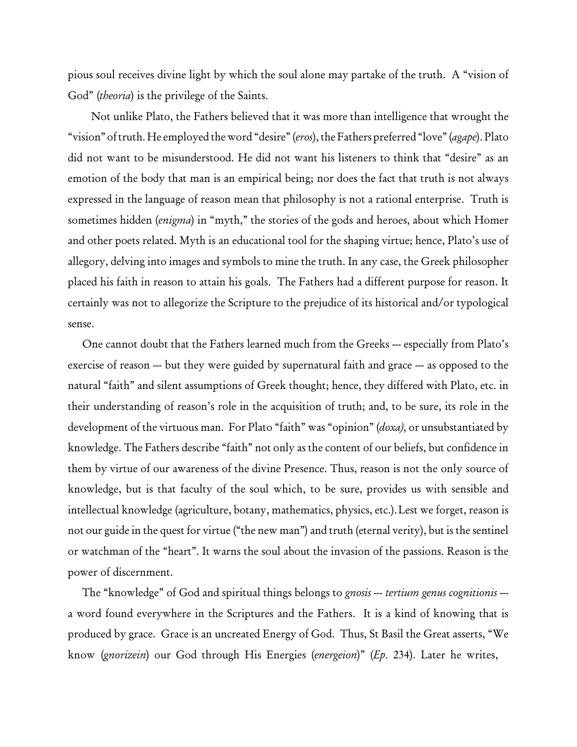pious soul receives divine light by which the soul alone may partake of the truth. A "vision of God" (*theoria*) is the privilege of the Saints.

Not unlike Plato, the Fathers believed that it was more than intelligence that wrought the "vision" of truth. He employed the word "desire" (*eros*), the Fathers preferred "love" (*agape*). Plato did not want to be misunderstood. He did not want his listeners to think that "desire" as an emotion of the body that man is an empirical being; nor does the fact that truth is not always expressed in the language of reason mean that philosophy is not a rational enterprise. Truth is sometimes hidden (*enigma*) in "myth," the stories of the gods and heroes, about which Homer and other poets related. Myth is an educational tool for the shaping virtue; hence, Plato's use of allegory, delving into images and symbols to mine the truth. In any case, the Greek philosopher placed his faith in reason to attain his goals. The Fathers had a different purpose for reason. It certainly was not to allegorize the Scripture to the prejudice of its historical and/or typological sense.

One cannot doubt that the Fathers learned much from the Greeks --- especially from Plato's exercise of reason --- but they were guided by supernatural faith and grace --- as opposed to the natural "faith" and silent assumptions of Greek thought; hence, they differed with Plato, etc. in their understanding of reason's role in the acquisition of truth; and, to be sure, its role in the development of the virtuous man. For Plato "faith" was "opinion" (*doxa)*, or unsubstantiated by knowledge. The Fathers describe "faith" not only as the content of our beliefs, but confidence in them by virtue of our awareness of the divine Presence. Thus, reason is not the only source of knowledge, but is that faculty of the soul which, to be sure, provides us with sensible and intellectual knowledge (agriculture, botany, mathematics, physics, etc.). Lest we forget, reason is not our guide in the quest for virtue ("the new man") and truth (eternal verity), but is the sentinel or watchman of the "heart". It warns the soul about the invasion of the passions. Reason is the power of discernment.

The "knowledge" of God and spiritual things belongs to *gnosis* --- *tertium genus cognitionis* --- a word found everywhere in the Scriptures and the Fathers. It is a kind of knowing that is produced by grace. Grace is an uncreated Energy of God. Thus, St Basil the Great asserts, "We know (*gnorizein*) our God through His Energies (*energeion*)" (*Ep*. 234). Later he writes,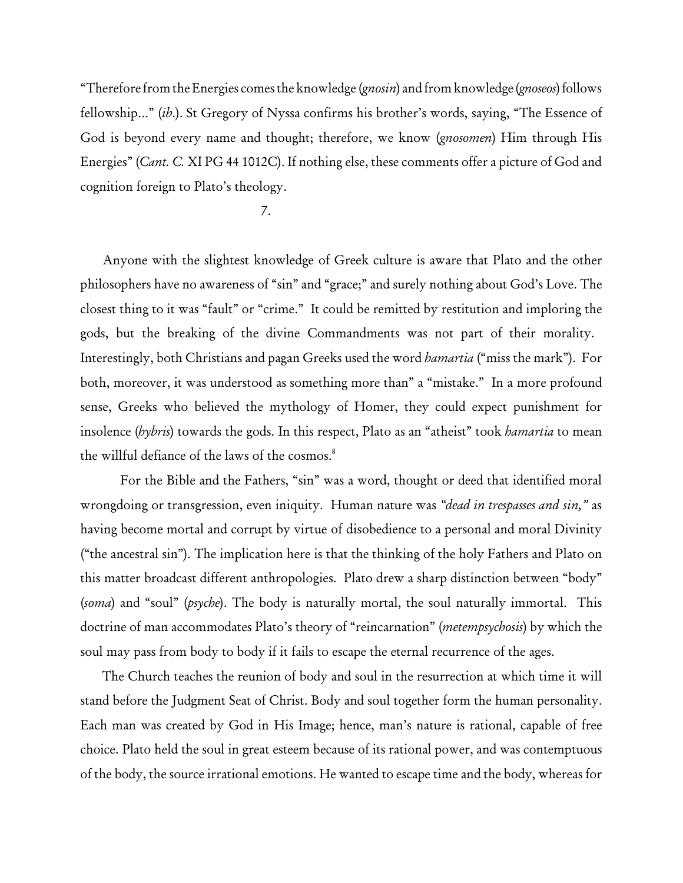"Therefore from the Energies comes the knowledge (*gnosin*) and from knowledge (*gnoseos*) follows fellowship…" (*ib*.). St Gregory of Nyssa confirms his brother's words, saying, "The Essence of God is beyond every name and thought; therefore, we know (*gnosomen*) Him through His Energies" (*Cant. C.* XI PG 44 1012C). If nothing else, these comments offer a picture of God and cognition foreign to Plato's theology.

7.

Anyone with the slightest knowledge of Greek culture is aware that Plato and the other philosophers have no awareness of "sin" and "grace;" and surely nothing about God's Love. The closest thing to it was "fault" or "crime." It could be remitted by restitution and imploring the gods, but the breaking of the divine Commandments was not part of their morality. Interestingly, both Christians and pagan Greeks used the word *hamartia* ("miss the mark"). For both, moreover, it was understood as something more than" a "mistake." In a more profound sense, Greeks who believed the mythology of Homer, they could expect punishment for insolence (*hybris*) towards the gods. In this respect, Plato as an "atheist" took *hamartia* to mean the willful defiance of the laws of the cosmos.[8]

For the Bible and the Fathers, "sin" was a word, thought or deed that identified moral wrongdoing or transgression, even iniquity. Human nature was *"dead in trespasses and sin,"* as having become mortal and corrupt by virtue of disobedience to a personal and moral Divinity ("the ancestral sin"). The implication here is that the thinking of the holy Fathers and Plato on this matter broadcast different anthropologies. Plato drew a sharp distinction between "body" (*soma*) and "soul" (*psyche*). The body is naturally mortal, the soul naturally immortal. This doctrine of man accommodates Plato's theory of "reincarnation" (*metempsychosis*) by which the soul may pass from body to body if it fails to escape the eternal recurrence of the ages.

The Church teaches the reunion of body and soul in the resurrection at which time it will stand before the Judgment Seat of Christ. Body and soul together form the human personality. Each man was created by God in His Image; hence, man's nature is rational, capable of free choice. Plato held the soul in great esteem because of its rational power, and was contemptuous of the body, the source irrational emotions. He wanted to escape time and the body, whereas for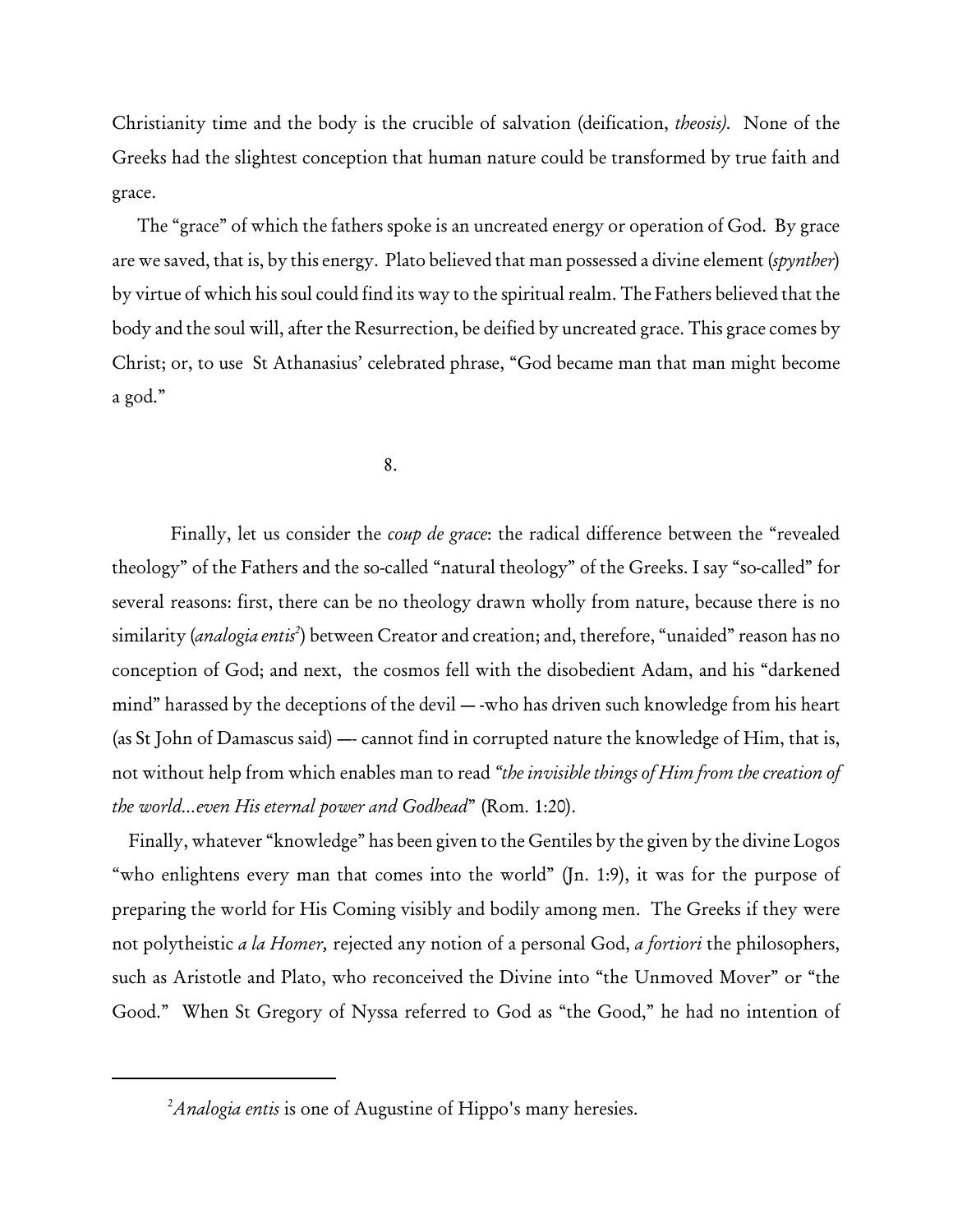Christianity time and the body is the crucible of salvation (deification, *theosis).* None of the Greeks had the slightest conception that human nature could be transformed by true faith and grace.

The "grace" of which the fathers spoke is an uncreated energy or operation of God. By grace are we saved, that is, by this energy. Plato believed that man possessed a divine element (*spynther*) by virtue of which his soul could find its way to the spiritual realm. The Fathers believed that the body and the soul will, after the Resurrection, be deified by uncreated grace. This grace comes by Christ; or, to use St Athanasius' celebrated phrase, "God became man that man might become a god."

## 8.

Finally, let us consider the *coup de grace*: the radical difference between the "revealed theology" of the Fathers and the so-called "natural theology" of the Greeks. I say "so-called" for several reasons: first, there can be no theology drawn wholly from nature, because there is no similarity (*analogia entis*[2]) between Creator and creation; and, therefore, "unaided" reason has no conception of God; and next, the cosmos fell with the disobedient Adam, and his "darkened mind" harassed by the deceptions of the devil — -who has driven such knowledge from his heart (as St John of Damascus said) —- cannot find in corrupted nature the knowledge of Him, that is, not without help from which enables man to read *"the invisible things of Him from the creation of the world...even His eternal power and Godhead*" (Rom. 1:20).

Finally, whatever "knowledge" has been given to the Gentiles by the given by the divine Logos "who enlightens every man that comes into the world" (Jn. 1:9), it was for the purpose of preparing the world for His Coming visibly and bodily among men. The Greeks if they were not polytheistic *a la Homer,* rejected any notion of a personal God, *a fortiori* the philosophers, such as Aristotle and Plato, who reconceived the Divine into "the Unmoved Mover" or "the Good." When St Gregory of Nyssa referred to God as "the Good," he had no intention of

---

[2] *Analogia entis* is one of Augustine of Hippo's many heresies.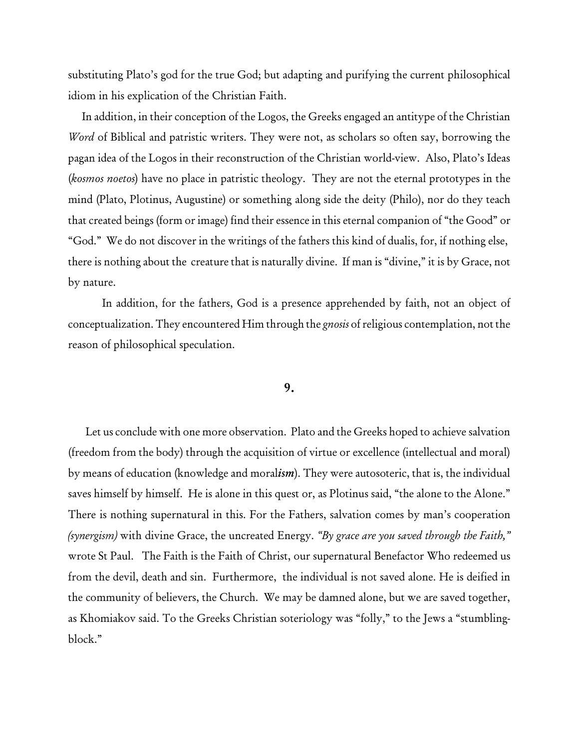substituting Plato's god for the true God; but adapting and purifying the current philosophical idiom in his explication of the Christian Faith.

In addition, in their conception of the Logos, the Greeks engaged an antitype of the Christian *Word* of Biblical and patristic writers. They were not, as scholars so often say, borrowing the pagan idea of the Logos in their reconstruction of the Christian world-view. Also, Plato's Ideas (*kosmos noetos*) have no place in patristic theology. They are not the eternal prototypes in the mind (Plato, Plotinus, Augustine) or something along side the deity (Philo), nor do they teach that created beings (form or image) find their essence in this eternal companion of "the Good" or "God." We do not discover in the writings of the fathers this kind of dualis, for, if nothing else, there is nothing about the creature that is naturally divine. If man is "divine," it is by Grace, not by nature.

In addition, for the fathers, God is a presence apprehended by faith, not an object of conceptualization. They encountered Him through the *gnosis* of religious contemplation, not the reason of philosophical speculation.

## 9.

Let us conclude with one more observation. Plato and the Greeks hoped to achieve salvation (freedom from the body) through the acquisition of virtue or excellence (intellectual and moral) by means of education (knowledge and moral***ism***). They were autosoteric, that is, the individual saves himself by himself. He is alone in this quest or, as Plotinus said, "the alone to the Alone." There is nothing supernatural in this. For the Fathers, salvation comes by man's cooperation *(synergism)* with divine Grace, the uncreated Energy. *"By grace are you saved through the Faith,"* wrote St Paul. The Faith is the Faith of Christ, our supernatural Benefactor Who redeemed us from the devil, death and sin. Furthermore, the individual is not saved alone. He is deified in the community of believers, the Church. We may be damned alone, but we are saved together, as Khomiakov said. To the Greeks Christian soteriology was "folly," to the Jews a "stumbling-block."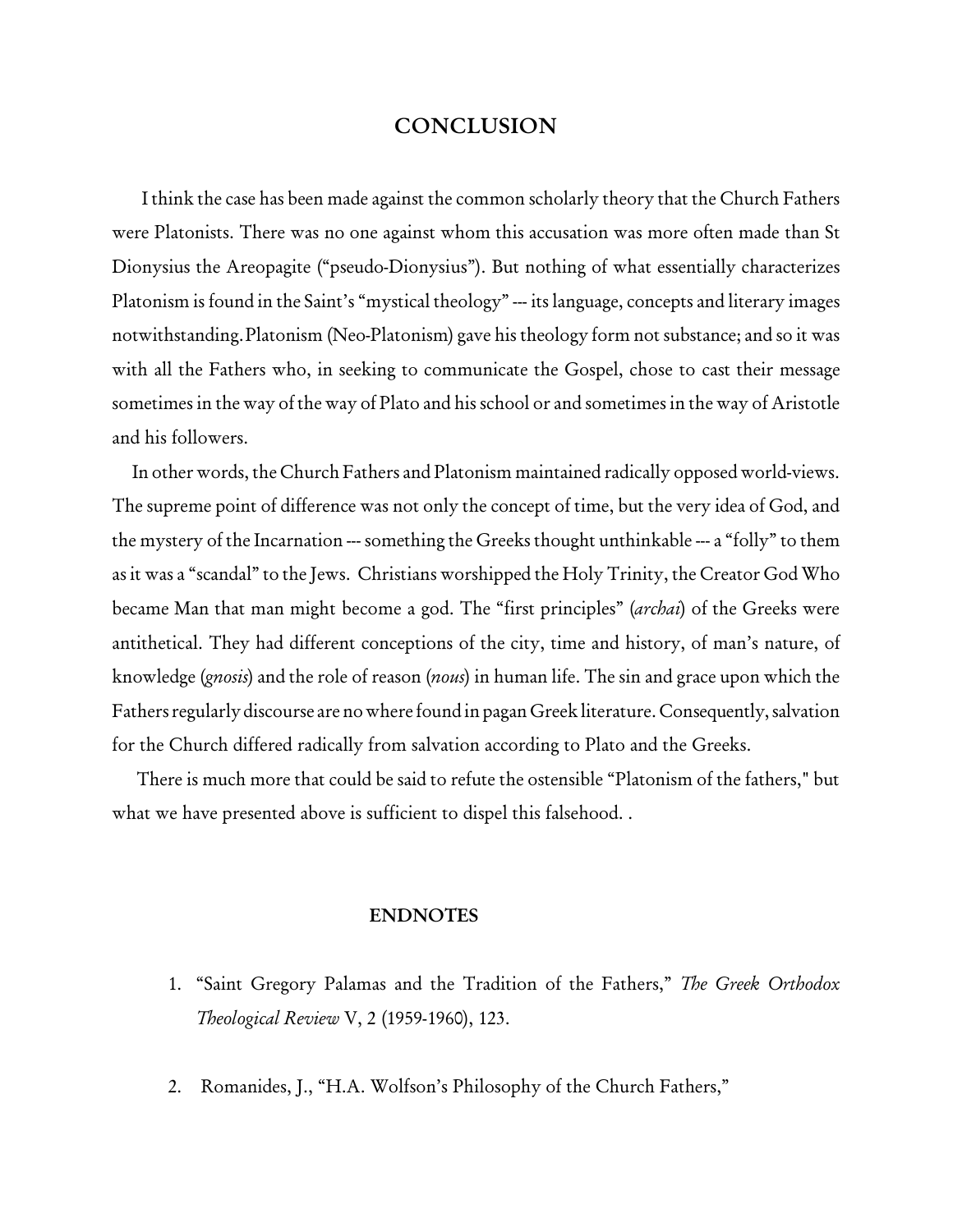## CONCLUSION

I think the case has been made against the common scholarly theory that the Church Fathers were Platonists. There was no one against whom this accusation was more often made than St Dionysius the Areopagite ("pseudo-Dionysius"). But nothing of what essentially characterizes Platonism is found in the Saint's "mystical theology" --- its language, concepts and literary images notwithstanding. Platonism (Neo-Platonism) gave his theology form not substance; and so it was with all the Fathers who, in seeking to communicate the Gospel, chose to cast their message sometimes in the way of the way of Plato and his school or and sometimes in the way of Aristotle and his followers.

In other words, the Church Fathers and Platonism maintained radically opposed world-views. The supreme point of difference was not only the concept of time, but the very idea of God, and the mystery of the Incarnation --- something the Greeks thought unthinkable --- a "folly" to them as it was a "scandal" to the Jews. Christians worshipped the Holy Trinity, the Creator God Who became Man that man might become a god. The "first principles" (*archai*) of the Greeks were antithetical. They had different conceptions of the city, time and history, of man's nature, of knowledge (*gnosis*) and the role of reason (*nous*) in human life. The sin and grace upon which the Fathers regularly discourse are no where found in pagan Greek literature. Consequently, salvation for the Church differed radically from salvation according to Plato and the Greeks.

There is much more that could be said to refute the ostensible "Platonism of the fathers," but what we have presented above is sufficient to dispel this falsehood. .

### ENDNOTES

1. "Saint Gregory Palamas and the Tradition of the Fathers," *The Greek Orthodox Theological Review* V, 2 (1959-1960), 123.

2. Romanides, J., "H.A. Wolfson's Philosophy of the Church Fathers,"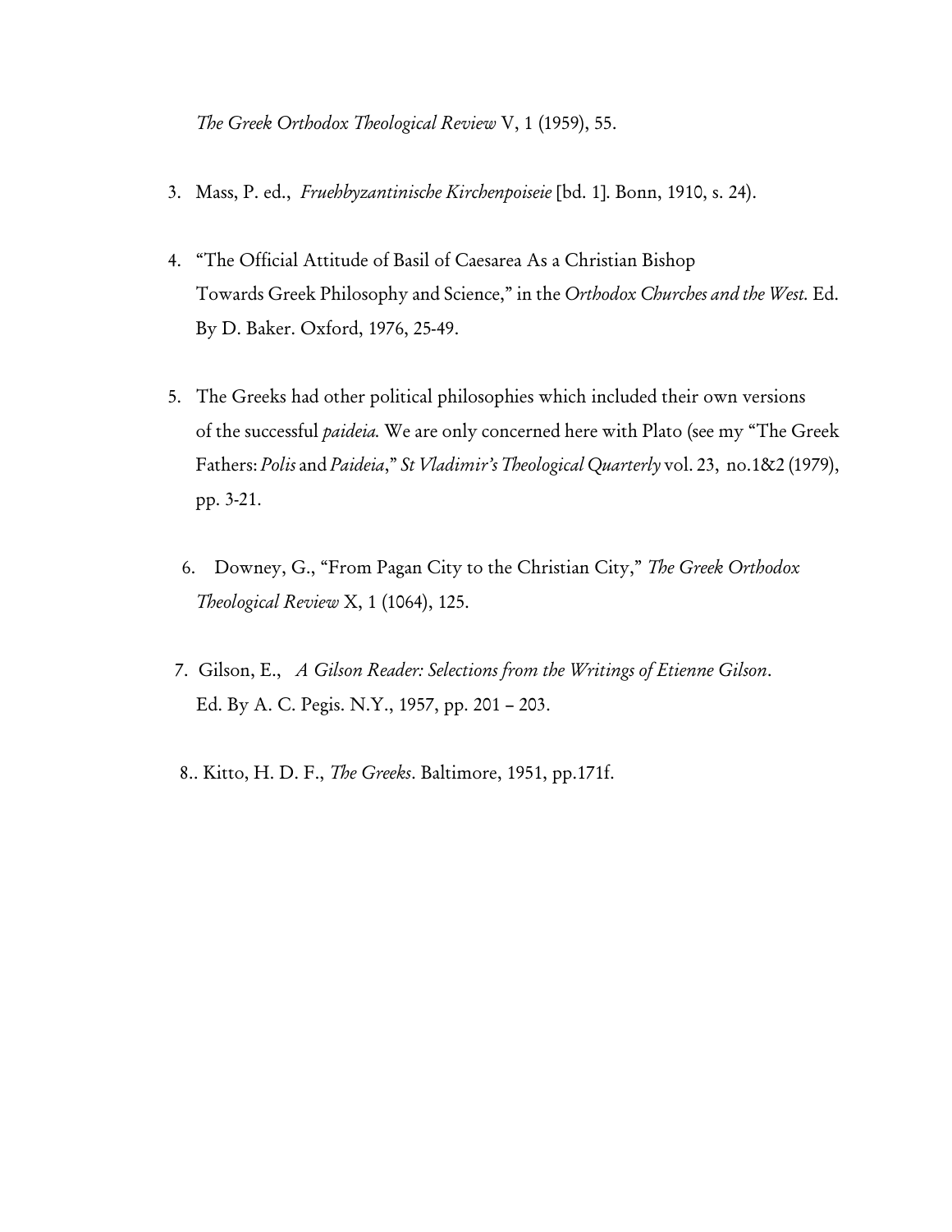*The Greek Orthodox Theological Review* V, 1 (1959), 55.

3. Mass, P. ed., *Fruehbyzantinische Kirchenpoiseie* [bd. 1]. Bonn, 1910, s. 24).

4. "The Official Attitude of Basil of Caesarea As a Christian Bishop Towards Greek Philosophy and Science," in the *Orthodox Churches and the West.* Ed. By D. Baker. Oxford, 1976, 25-49.

5. The Greeks had other political philosophies which included their own versions of the successful *paideia.* We are only concerned here with Plato (see my "The Greek Fathers: *Polis* and *Paideia*," *St Vladimir's Theological Quarterly* vol. 23, no.1&2 (1979), pp. 3-21.

6. Downey, G., "From Pagan City to the Christian City," *The Greek Orthodox Theological Review* X, 1 (1064), 125.

7. Gilson, E., *A Gilson Reader: Selections from the Writings of Etienne Gilson*. Ed. By A. C. Pegis. N.Y., 1957, pp. 201 – 203.

8.. Kitto, H. D. F., *The Greeks*. Baltimore, 1951, pp.171f.